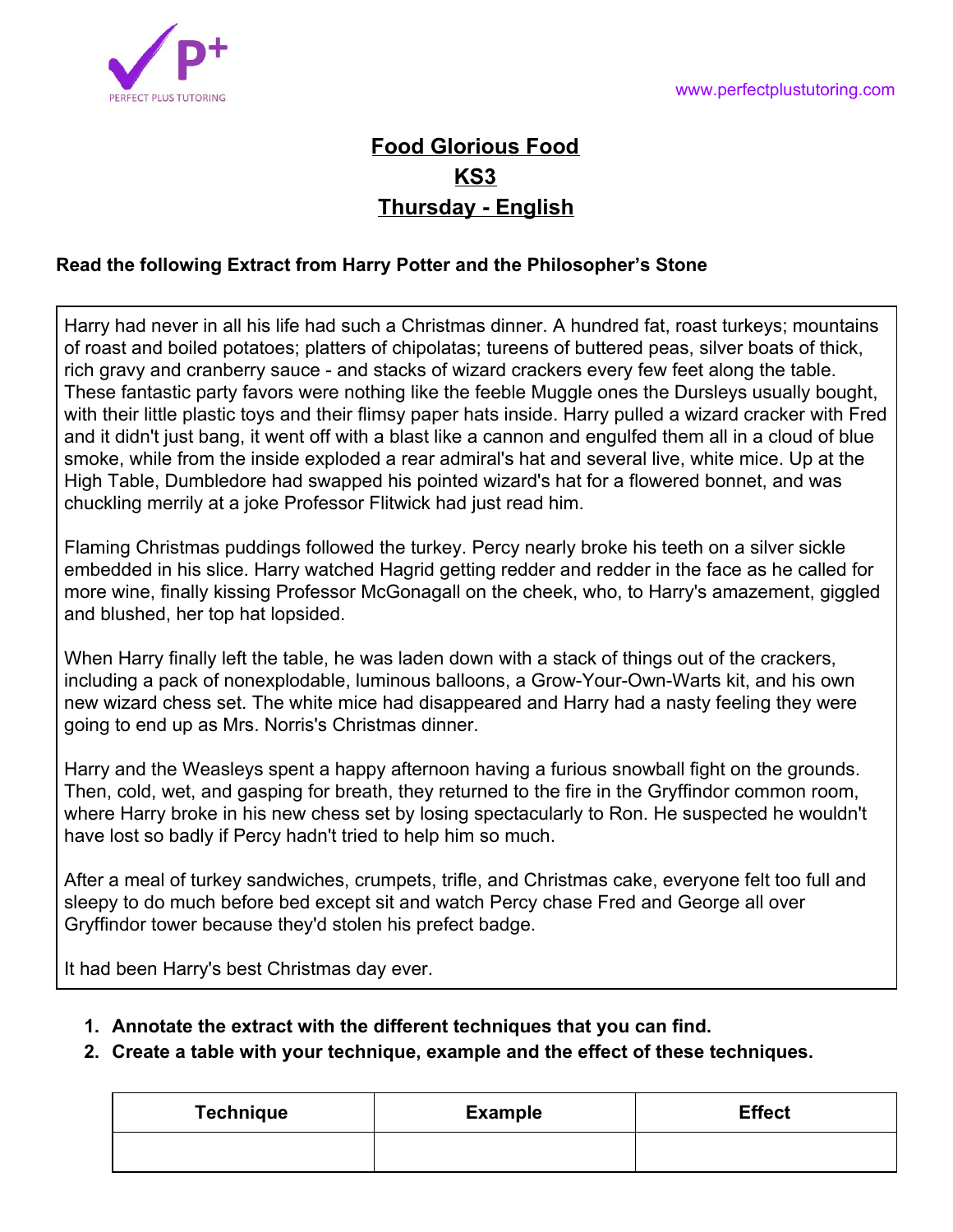# Food Glorious Food

## KS3

## Thursday - English

**Read the following Extract from Harry Potter and the Philosopher's Stone**

> Harry had never in all his life had such a Christmas dinner. A hundred fat, roast turkeys; mountains of roast and boiled potatoes; platters of chipolatas; tureens of buttered peas, silver boats of thick, rich gravy and cranberry sauce - and stacks of wizard crackers every few feet along the table. These fantastic party favors were nothing like the feeble Muggle ones the Dursleys usually bought, with their little plastic toys and their flimsy paper hats inside. Harry pulled a wizard cracker with Fred and it didn't just bang, it went off with a blast like a cannon and engulfed them all in a cloud of blue smoke, while from the inside exploded a rear admiral's hat and several live, white mice. Up at the High Table, Dumbledore had swapped his pointed wizard's hat for a flowered bonnet, and was chuckling merrily at a joke Professor Flitwick had just read him.
>
> Flaming Christmas puddings followed the turkey. Percy nearly broke his teeth on a silver sickle embedded in his slice. Harry watched Hagrid getting redder and redder in the face as he called for more wine, finally kissing Professor McGonagall on the cheek, who, to Harry's amazement, giggled and blushed, her top hat lopsided.
>
> When Harry finally left the table, he was laden down with a stack of things out of the crackers, including a pack of nonexplodable, luminous balloons, a Grow-Your-Own-Warts kit, and his own new wizard chess set. The white mice had disappeared and Harry had a nasty feeling they were going to end up as Mrs. Norris's Christmas dinner.
>
> Harry and the Weasleys spent a happy afternoon having a furious snowball fight on the grounds. Then, cold, wet, and gasping for breath, they returned to the fire in the Gryffindor common room, where Harry broke in his new chess set by losing spectacularly to Ron. He suspected he wouldn't have lost so badly if Percy hadn't tried to help him so much.
>
> After a meal of turkey sandwiches, crumpets, trifle, and Christmas cake, everyone felt too full and sleepy to do much before bed except sit and watch Percy chase Fred and George all over Gryffindor tower because they'd stolen his prefect badge.
>
> It had been Harry's best Christmas day ever.

1. **Annotate the extract with the different techniques that you can find.**
2. **Create a table with your technique, example and the effect of these techniques.**

| Technique | Example | Effect |
|---|---|---|
| | | |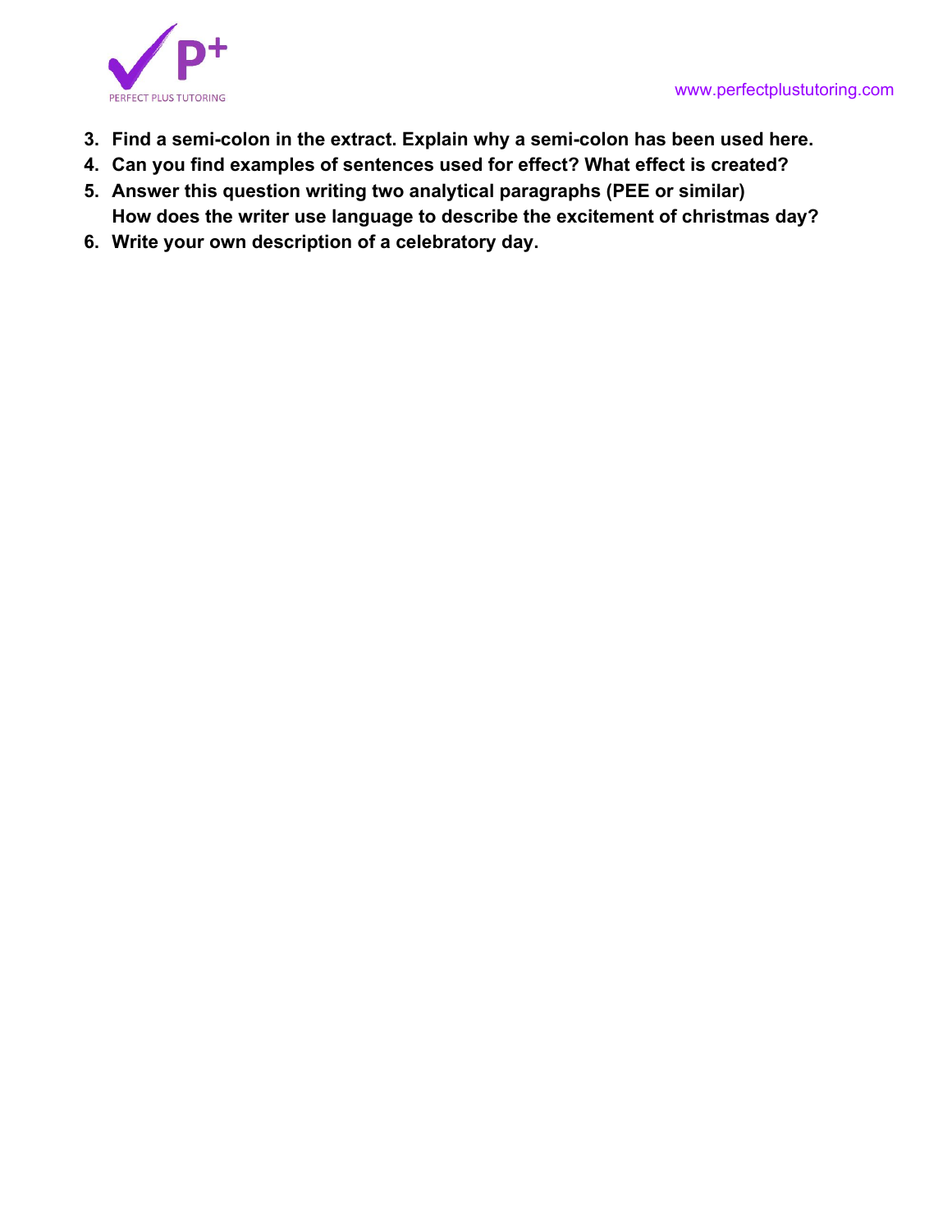3. **Find a semi-colon in the extract. Explain why a semi-colon has been used here.**
4. **Can you find examples of sentences used for effect? What effect is created?**
5. **Answer this question writing two analytical paragraphs (PEE or similar)**
   **How does the writer use language to describe the excitement of christmas day?**
6. **Write your own description of a celebratory day.**